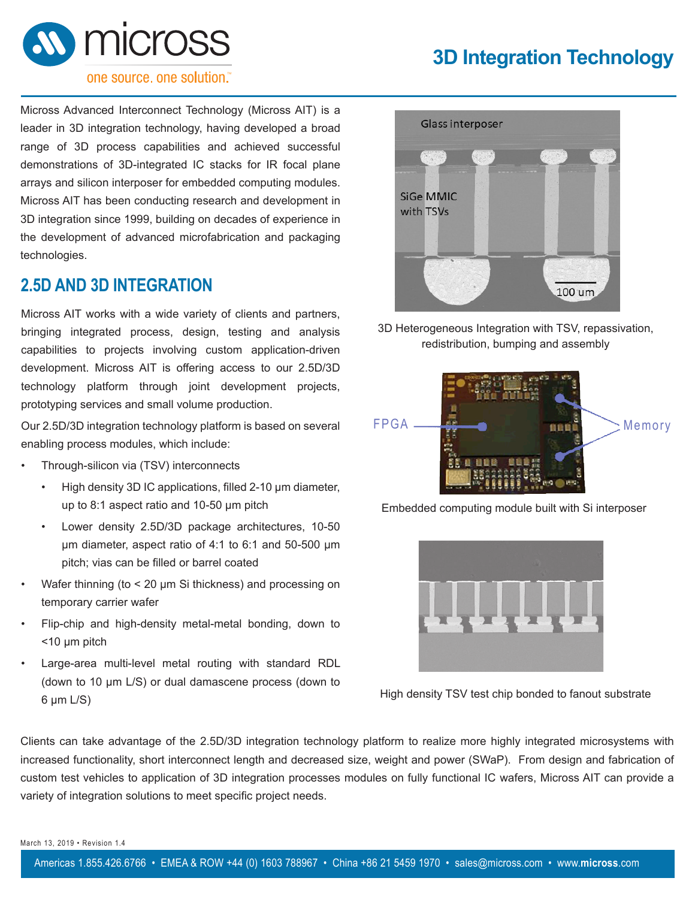# 3D Integration Technology

Micross Advanced Interconnect Technology (Micross AIT) is a leader in 3D integration technology, having developed a broad range of 3D process capabilities and achieved successful demonstrations of 3D-integrated IC stacks for IR focal plane arrays and silicon interposer for embedded computing modules. Micross AIT has been conducting research and development in 3D integration since 1999, building on decades of experience in the development of advanced microfabrication and packaging technologies.

## 2.5D AND 3D INTEGRATION

Micross AIT works with a wide variety of clients and partners, bringing integrated process, design, testing and analysis capabilities to projects involving custom application-driven development. Micross AIT is offering access to our 2.5D/3D technology platform through joint development projects, prototyping services and small volume production.

Our 2.5D/3D integration technology platform is based on several enabling process modules, which include:

- Through-silicon via (TSV) interconnects
  - High density 3D IC applications, filled 2-10 µm diameter, up to 8:1 aspect ratio and 10-50 µm pitch
  - Lower density 2.5D/3D package architectures, 10-50 µm diameter, aspect ratio of 4:1 to 6:1 and 50-500 µm pitch; vias can be filled or barrel coated
- Wafer thinning (to < 20 µm Si thickness) and processing on temporary carrier wafer
- Flip-chip and high-density metal-metal bonding, down to <10 µm pitch
- Large-area multi-level metal routing with standard RDL (down to 10 µm L/S) or dual damascene process (down to 6 µm L/S)

3D Heterogeneous Integration with TSV, repassivation, redistribution, bumping and assembly

Embedded computing module built with Si interposer

High density TSV test chip bonded to fanout substrate

Clients can take advantage of the 2.5D/3D integration technology platform to realize more highly integrated microsystems with increased functionality, short interconnect length and decreased size, weight and power (SWaP). From design and fabrication of custom test vehicles to application of 3D integration processes modules on fully functional IC wafers, Micross AIT can provide a variety of integration solutions to meet specific project needs.

March 13, 2019 • Revision 1.4

Americas 1.855.426.6766 • EMEA & ROW +44 (0) 1603 788967 • China +86 21 5459 1970 • sales@micross.com • www.micross.com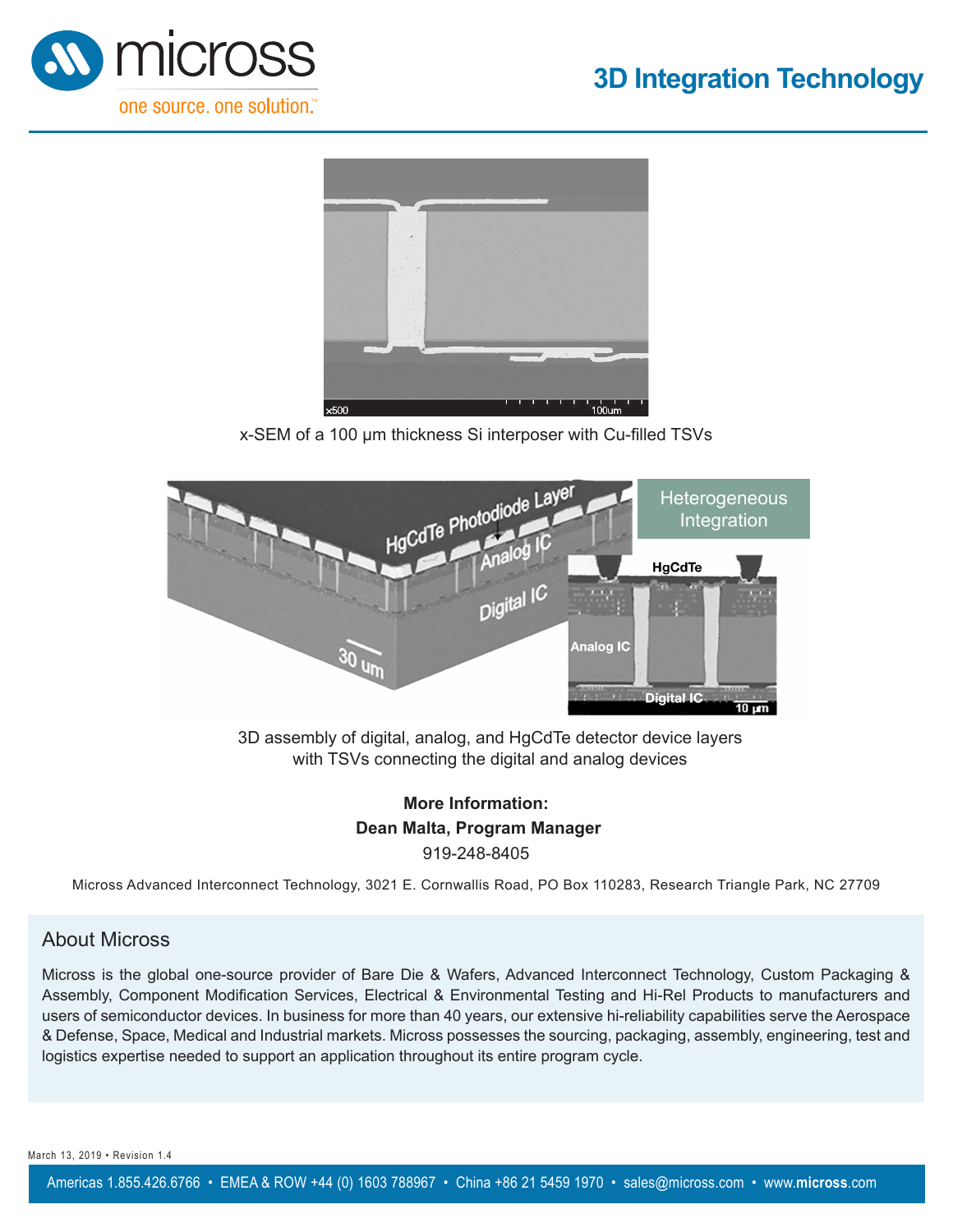x-SEM of a 100 µm thickness Si interposer with Cu-filled TSVs

3D assembly of digital, analog, and HgCdTe detector device layers with TSVs connecting the digital and analog devices

**More Information:**
**Dean Malta, Program Manager**
919-248-8405

Micross Advanced Interconnect Technology, 3021 E. Cornwallis Road, PO Box 110283, Research Triangle Park, NC 27709

## About Micross

Micross is the global one-source provider of Bare Die & Wafers, Advanced Interconnect Technology, Custom Packaging & Assembly, Component Modification Services, Electrical & Environmental Testing and Hi-Rel Products to manufacturers and users of semiconductor devices. In business for more than 40 years, our extensive hi-reliability capabilities serve the Aerospace & Defense, Space, Medical and Industrial markets. Micross possesses the sourcing, packaging, assembly, engineering, test and logistics expertise needed to support an application throughout its entire program cycle.

March 13, 2019 • Revision 1.4

Americas 1.855.426.6766 • EMEA & ROW +44 (0) 1603 788967 • China +86 21 5459 1970 • sales@micross.com • www.**micross**.com